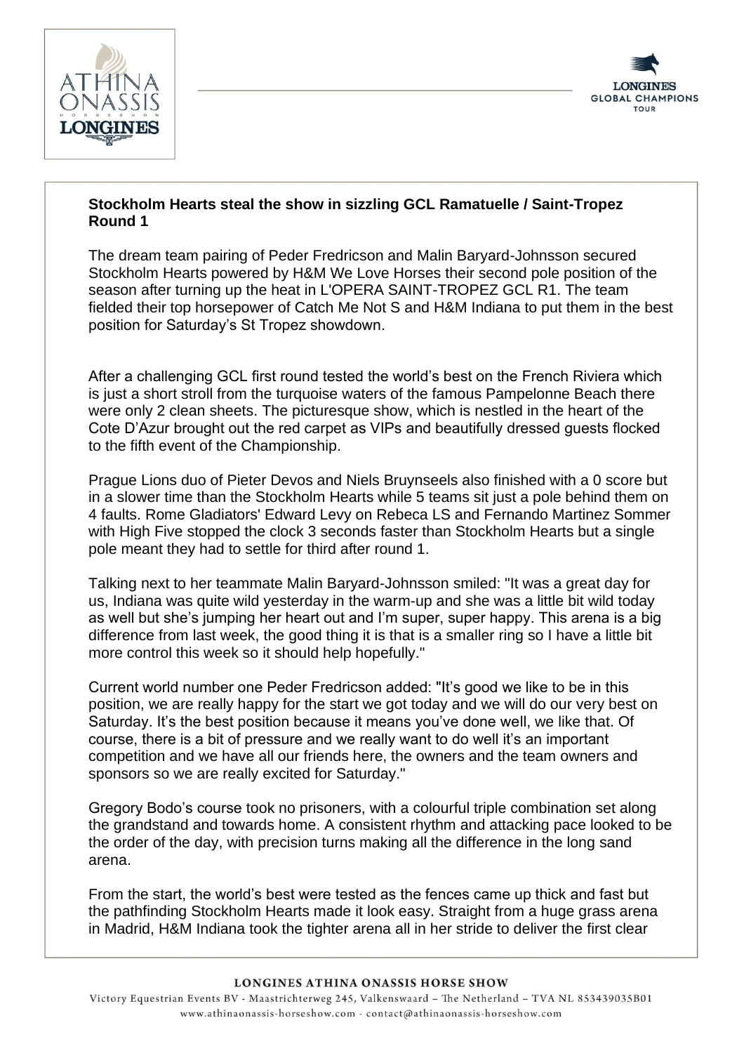**Stockholm Hearts steal the show in sizzling GCL Ramatuelle / Saint-Tropez Round 1**

The dream team pairing of Peder Fredricson and Malin Baryard-Johnsson secured Stockholm Hearts powered by H&M We Love Horses their second pole position of the season after turning up the heat in L'OPERA SAINT-TROPEZ GCL R1. The team fielded their top horsepower of Catch Me Not S and H&M Indiana to put them in the best position for Saturday's St Tropez showdown.

After a challenging GCL first round tested the world's best on the French Riviera which is just a short stroll from the turquoise waters of the famous Pampelonne Beach there were only 2 clean sheets. The picturesque show, which is nestled in the heart of the Cote D'Azur brought out the red carpet as VIPs and beautifully dressed guests flocked to the fifth event of the Championship.

Prague Lions duo of Pieter Devos and Niels Bruynseels also finished with a 0 score but in a slower time than the Stockholm Hearts while 5 teams sit just a pole behind them on 4 faults. Rome Gladiators' Edward Levy on Rebeca LS and Fernando Martinez Sommer with High Five stopped the clock 3 seconds faster than Stockholm Hearts but a single pole meant they had to settle for third after round 1.

Talking next to her teammate Malin Baryard-Johnsson smiled: "It was a great day for us, Indiana was quite wild yesterday in the warm-up and she was a little bit wild today as well but she's jumping her heart out and I'm super, super happy. This arena is a big difference from last week, the good thing it is that is a smaller ring so I have a little bit more control this week so it should help hopefully."

Current world number one Peder Fredricson added: "It's good we like to be in this position, we are really happy for the start we got today and we will do our very best on Saturday. It's the best position because it means you've done well, we like that. Of course, there is a bit of pressure and we really want to do well it's an important competition and we have all our friends here, the owners and the team owners and sponsors so we are really excited for Saturday."

Gregory Bodo's course took no prisoners, with a colourful triple combination set along the grandstand and towards home. A consistent rhythm and attacking pace looked to be the order of the day, with precision turns making all the difference in the long sand arena.

From the start, the world's best were tested as the fences came up thick and fast but the pathfinding Stockholm Hearts made it look easy. Straight from a huge grass arena in Madrid, H&M Indiana took the tighter arena all in her stride to deliver the first clear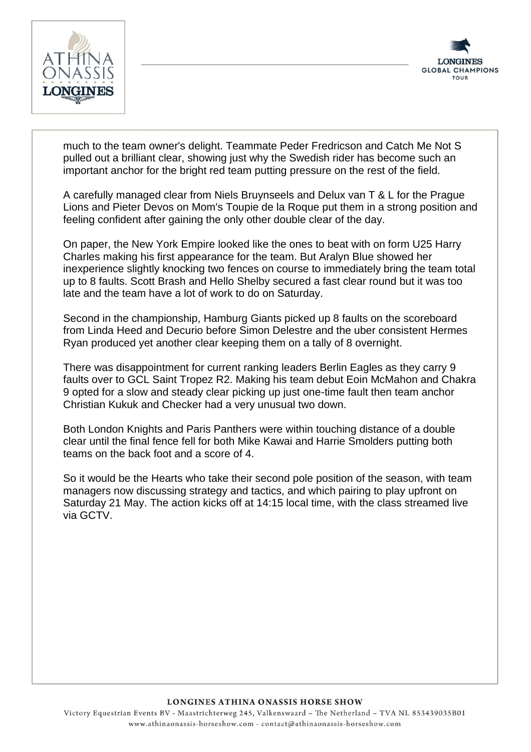much to the team owner's delight. Teammate Peder Fredricson and Catch Me Not S pulled out a brilliant clear, showing just why the Swedish rider has become such an important anchor for the bright red team putting pressure on the rest of the field.

A carefully managed clear from Niels Bruynseels and Delux van T & L for the Prague Lions and Pieter Devos on Mom's Toupie de la Roque put them in a strong position and feeling confident after gaining the only other double clear of the day.

On paper, the New York Empire looked like the ones to beat with on form U25 Harry Charles making his first appearance for the team. But Aralyn Blue showed her inexperience slightly knocking two fences on course to immediately bring the team total up to 8 faults. Scott Brash and Hello Shelby secured a fast clear round but it was too late and the team have a lot of work to do on Saturday.

Second in the championship, Hamburg Giants picked up 8 faults on the scoreboard from Linda Heed and Decurio before Simon Delestre and the uber consistent Hermes Ryan produced yet another clear keeping them on a tally of 8 overnight.

There was disappointment for current ranking leaders Berlin Eagles as they carry 9 faults over to GCL Saint Tropez R2. Making his team debut Eoin McMahon and Chakra 9 opted for a slow and steady clear picking up just one-time fault then team anchor Christian Kukuk and Checker had a very unusual two down.

Both London Knights and Paris Panthers were within touching distance of a double clear until the final fence fell for both Mike Kawai and Harrie Smolders putting both teams on the back foot and a score of 4.

So it would be the Hearts who take their second pole position of the season, with team managers now discussing strategy and tactics, and which pairing to play upfront on Saturday 21 May. The action kicks off at 14:15 local time, with the class streamed live via GCTV.